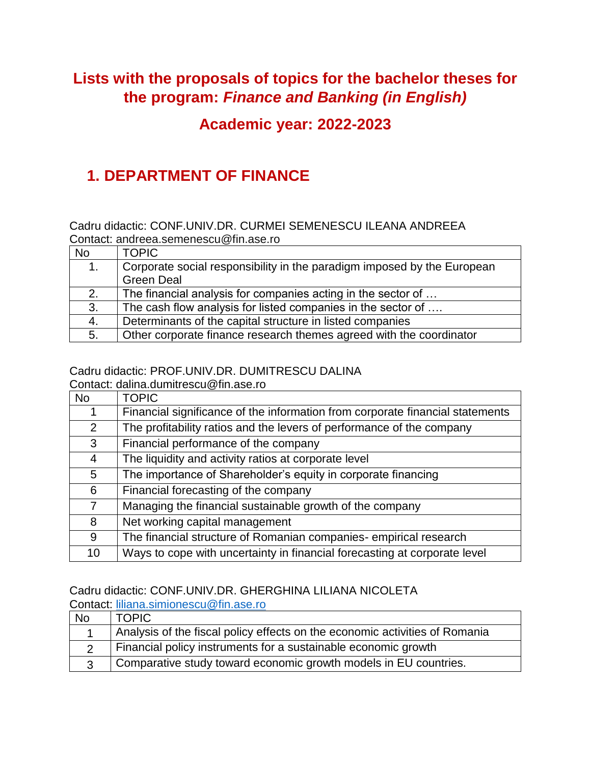# Lists with the proposals of topics for the bachelor theses for the program: *Finance and Banking (in English)*

## Academic year: 2022-2023

## 1. DEPARTMENT OF FINANCE

Cadru didactic: CONF.UNIV.DR. CURMEI SEMENESCU ILEANA ANDREEA
Contact: andreea.semenescu@fin.ase.ro

| No | TOPIC |
|---|---|
| 1. | Corporate social responsibility in the paradigm imposed by the European Green Deal |
| 2. | The financial analysis for companies acting in the sector of … |
| 3. | The cash flow analysis for listed companies in the sector of …. |
| 4. | Determinants of the capital structure in listed companies |
| 5. | Other corporate finance research themes agreed with the coordinator |

Cadru didactic: PROF.UNIV.DR. DUMITRESCU DALINA
Contact: dalina.dumitrescu@fin.ase.ro

| No | TOPIC |
|---|---|
| 1 | Financial significance of the information from corporate financial statements |
| 2 | The profitability ratios and the levers of performance of the company |
| 3 | Financial performance of the company |
| 4 | The liquidity and activity ratios at corporate level |
| 5 | The importance of Shareholder's equity in corporate financing |
| 6 | Financial forecasting of the company |
| 7 | Managing the financial sustainable growth of the company |
| 8 | Net working capital management |
| 9 | The financial structure of Romanian companies- empirical research |
| 10 | Ways to cope with uncertainty in financial forecasting at corporate level |

Cadru didactic: CONF.UNIV.DR. GHERGHINA LILIANA NICOLETA
Contact: liliana.simionescu@fin.ase.ro

| No | TOPIC |
|---|---|
| 1 | Analysis of the fiscal policy effects on the economic activities of Romania |
| 2 | Financial policy instruments for a sustainable economic growth |
| 3 | Comparative study toward economic growth models in EU countries. |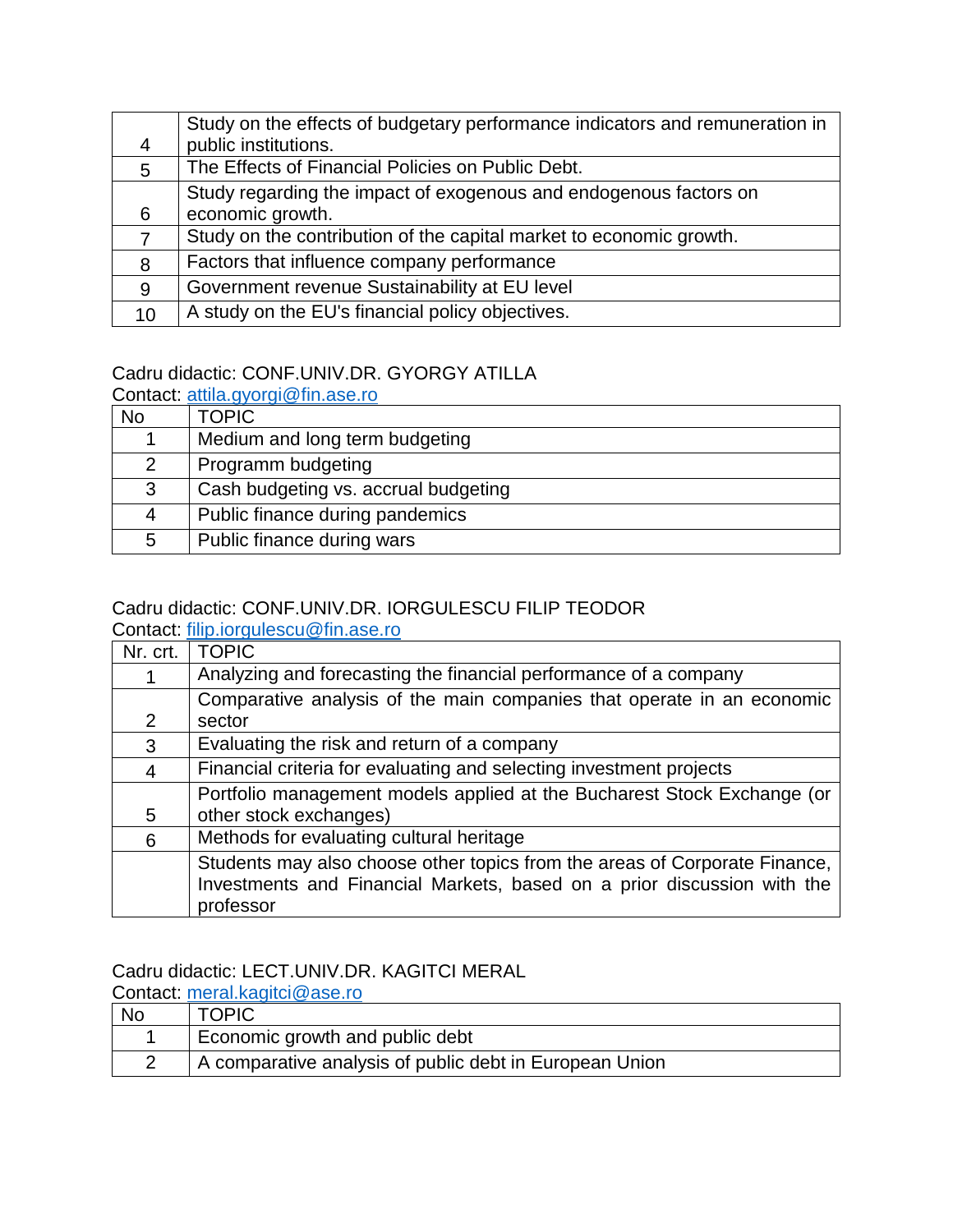| | |
|---|---|
| 4 | Study on the effects of budgetary performance indicators and remuneration in public institutions. |
| 5 | The Effects of Financial Policies on Public Debt. |
| 6 | Study regarding the impact of exogenous and endogenous factors on economic growth. |
| 7 | Study on the contribution of the capital market to economic growth. |
| 8 | Factors that influence company performance |
| 9 | Government revenue Sustainability at EU level |
| 10 | A study on the EU's financial policy objectives. |

Cadru didactic: CONF.UNIV.DR. GYORGY ATILLA
Contact: attila.gyorgi@fin.ase.ro

| No | TOPIC |
|---|---|
| 1 | Medium and long term budgeting |
| 2 | Programm budgeting |
| 3 | Cash budgeting vs. accrual budgeting |
| 4 | Public finance during pandemics |
| 5 | Public finance during wars |

Cadru didactic: CONF.UNIV.DR. IORGULESCU FILIP TEODOR
Contact: filip.iorgulescu@fin.ase.ro

| Nr. crt. | TOPIC |
|---|---|
| 1 | Analyzing and forecasting the financial performance of a company |
| 2 | Comparative analysis of the main companies that operate in an economic sector |
| 3 | Evaluating the risk and return of a company |
| 4 | Financial criteria for evaluating and selecting investment projects |
| 5 | Portfolio management models applied at the Bucharest Stock Exchange (or other stock exchanges) |
| 6 | Methods for evaluating cultural heritage |
| | Students may also choose other topics from the areas of Corporate Finance, Investments and Financial Markets, based on a prior discussion with the professor |

Cadru didactic: LECT.UNIV.DR. KAGITCI MERAL
Contact: meral.kagitci@ase.ro

| No | TOPIC |
|---|---|
| 1 | Economic growth and public debt |
| 2 | A comparative analysis of public debt in European Union |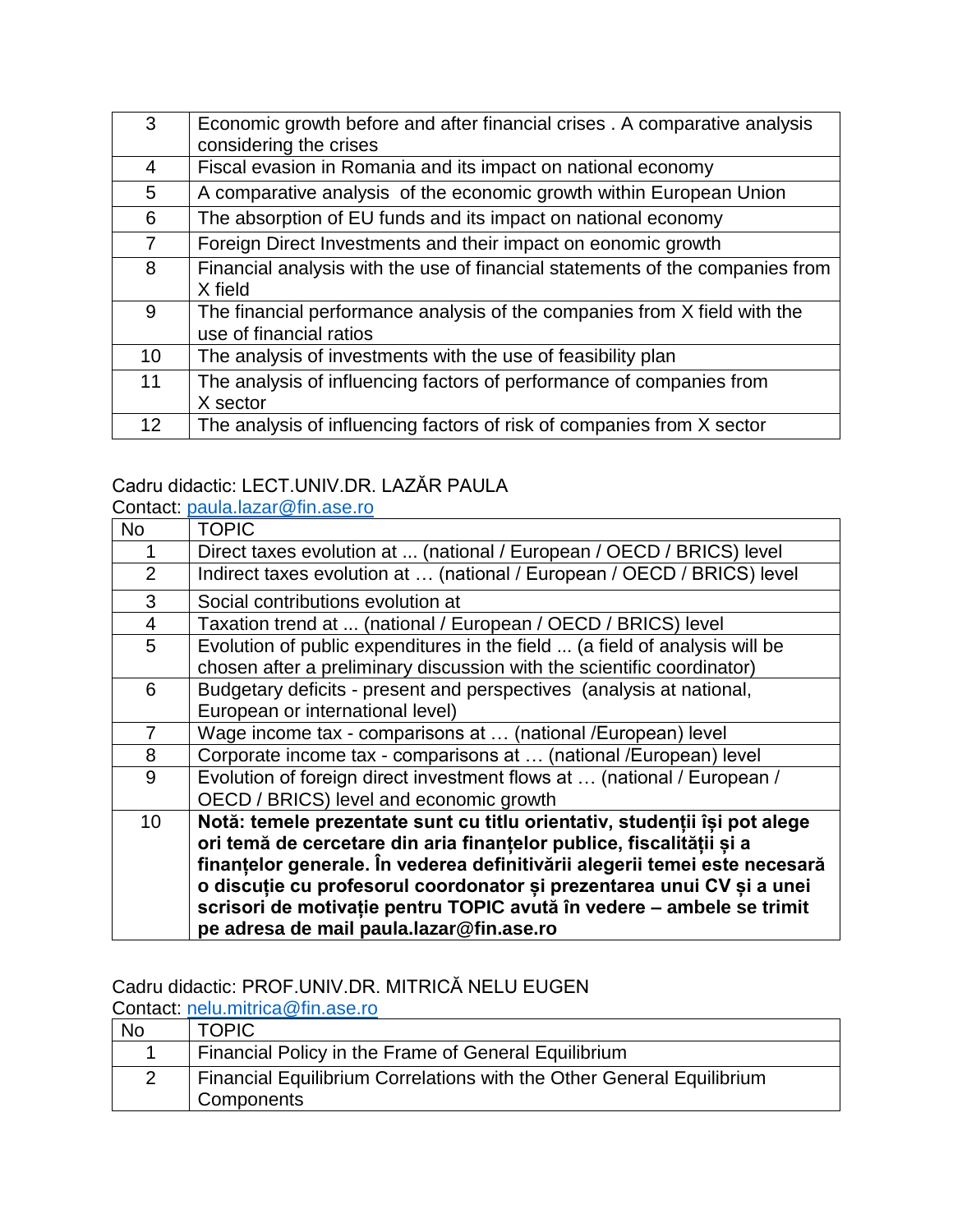| | |
|---|---|
| 3 | Economic growth before and after financial crises . A comparative analysis considering the crises |
| 4 | Fiscal evasion in Romania and its impact on national economy |
| 5 | A comparative analysis of the economic growth within European Union |
| 6 | The absorption of EU funds and its impact on national economy |
| 7 | Foreign Direct Investments and their impact on eonomic growth |
| 8 | Financial analysis with the use of financial statements of the companies from X field |
| 9 | The financial performance analysis of the companies from X field with the use of financial ratios |
| 10 | The analysis of investments with the use of feasibility plan |
| 11 | The analysis of influencing factors of performance of companies from X sector |
| 12 | The analysis of influencing factors of risk of companies from X sector |

Cadru didactic: LECT.UNIV.DR. LAZĂR PAULA
Contact: paula.lazar@fin.ase.ro

| No | TOPIC |
|---|---|
| 1 | Direct taxes evolution at ... (national / European / OECD / BRICS) level |
| 2 | Indirect taxes evolution at … (national / European / OECD / BRICS) level |
| 3 | Social contributions evolution at |
| 4 | Taxation trend at ... (national / European / OECD / BRICS) level |
| 5 | Evolution of public expenditures in the field ... (a field of analysis will be chosen after a preliminary discussion with the scientific coordinator) |
| 6 | Budgetary deficits - present and perspectives (analysis at national, European or international level) |
| 7 | Wage income tax - comparisons at … (national /European) level |
| 8 | Corporate income tax - comparisons at … (national /European) level |
| 9 | Evolution of foreign direct investment flows at … (national / European / OECD / BRICS) level and economic growth |
| 10 | **Notă: temele prezentate sunt cu titlu orientativ, studenții își pot alege ori temă de cercetare din aria finanțelor publice, fiscalității și a finanțelor generale. În vederea definitivării alegerii temei este necesară o discuție cu profesorul coordonator și prezentarea unui CV și a unei scrisori de motivație pentru TOPIC avută în vedere – ambele se trimit pe adresa de mail paula.lazar@fin.ase.ro** |

Cadru didactic: PROF.UNIV.DR. MITRICĂ NELU EUGEN
Contact: nelu.mitrica@fin.ase.ro

| No | TOPIC |
|---|---|
| 1 | Financial Policy in the Frame of General Equilibrium |
| 2 | Financial Equilibrium Correlations with the Other General Equilibrium Components |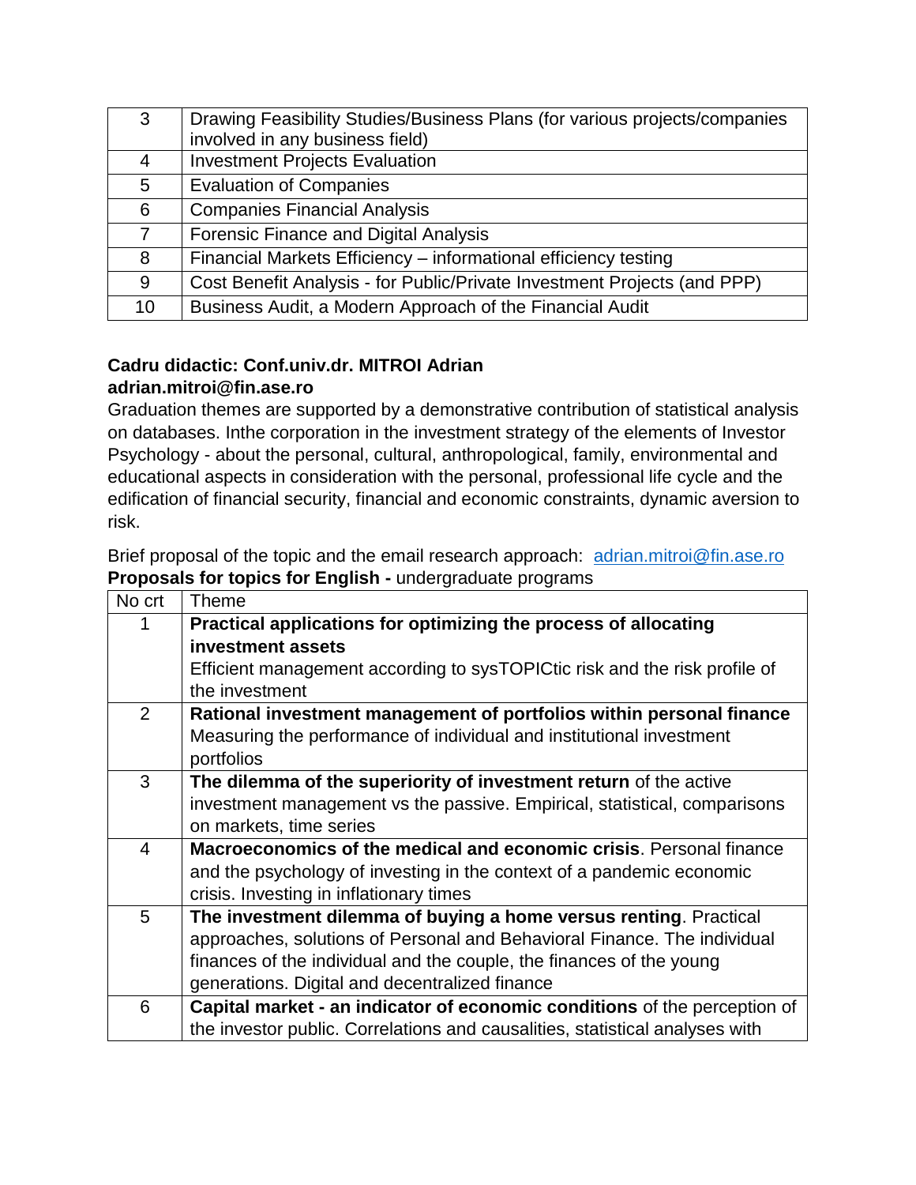| 3 | Drawing Feasibility Studies/Business Plans (for various projects/companies involved in any business field) |
|---|---|
| 4 | Investment Projects Evaluation |
| 5 | Evaluation of Companies |
| 6 | Companies Financial Analysis |
| 7 | Forensic Finance and Digital Analysis |
| 8 | Financial Markets Efficiency – informational efficiency testing |
| 9 | Cost Benefit Analysis - for Public/Private Investment Projects (and PPP) |
| 10 | Business Audit, a Modern Approach of the Financial Audit |

**Cadru didactic: Conf.univ.dr. MITROI Adrian**
**adrian.mitroi@fin.ase.ro**

Graduation themes are supported by a demonstrative contribution of statistical analysis on databases. Inthe corporation in the investment strategy of the elements of Investor Psychology - about the personal, cultural, anthropological, family, environmental and educational aspects in consideration with the personal, professional life cycle and the edification of financial security, financial and economic constraints, dynamic aversion to risk.

Brief proposal of the topic and the email research approach: adrian.mitroi@fin.ase.ro

**Proposals for topics for English -** undergraduate programs

| No crt | Theme |
|---|---|
| 1 | **Practical applications for optimizing the process of allocating investment assets** Efficient management according to sysTOPICtic risk and the risk profile of the investment |
| 2 | **Rational investment management of portfolios within personal finance** Measuring the performance of individual and institutional investment portfolios |
| 3 | **The dilemma of the superiority of investment return** of the active investment management vs the passive. Empirical, statistical, comparisons on markets, time series |
| 4 | **Macroeconomics of the medical and economic crisis**. Personal finance and the psychology of investing in the context of a pandemic economic crisis. Investing in inflationary times |
| 5 | **The investment dilemma of buying a home versus renting**. Practical approaches, solutions of Personal and Behavioral Finance. The individual finances of the individual and the couple, the finances of the young generations. Digital and decentralized finance |
| 6 | **Capital market - an indicator of economic conditions** of the perception of the investor public. Correlations and causalities, statistical analyses with |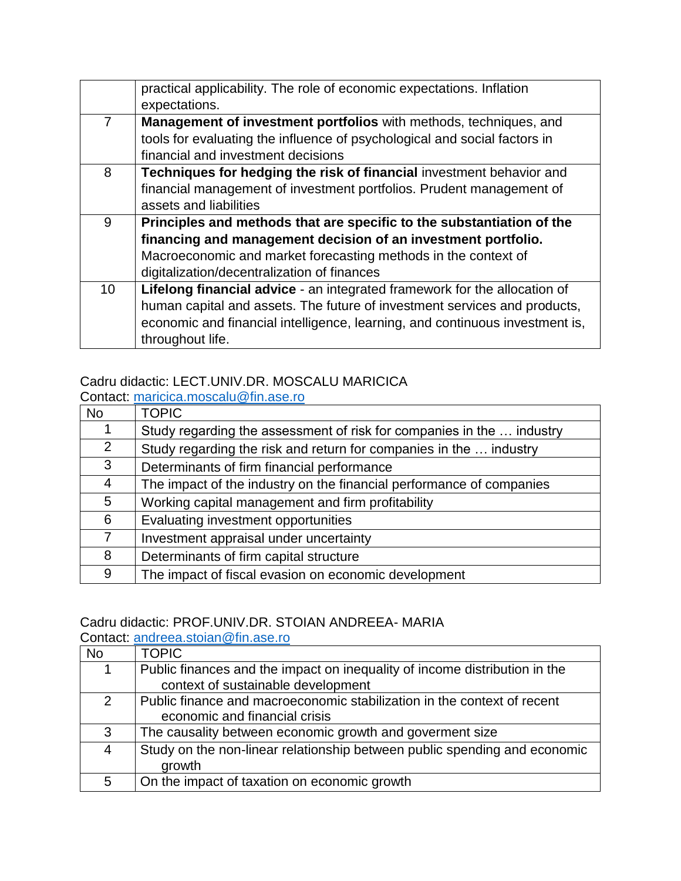|  |  |
|---|---|
|  | practical applicability. The role of economic expectations. Inflation expectations. |
| 7 | **Management of investment portfolios** with methods, techniques, and tools for evaluating the influence of psychological and social factors in financial and investment decisions |
| 8 | **Techniques for hedging the risk of financial** investment behavior and financial management of investment portfolios. Prudent management of assets and liabilities |
| 9 | **Principles and methods that are specific to the substantiation of the financing and management decision of an investment portfolio.** Macroeconomic and market forecasting methods in the context of digitalization/decentralization of finances |
| 10 | **Lifelong financial advice** - an integrated framework for the allocation of human capital and assets. The future of investment services and products, economic and financial intelligence, learning, and continuous investment is, throughout life. |

Cadru didactic: LECT.UNIV.DR. MOSCALU MARICICA
Contact: maricica.moscalu@fin.ase.ro

| No | TOPIC |
|---|---|
| 1 | Study regarding the assessment of risk for companies in the … industry |
| 2 | Study regarding the risk and return for companies in the … industry |
| 3 | Determinants of firm financial performance |
| 4 | The impact of the industry on the financial performance of companies |
| 5 | Working capital management and firm profitability |
| 6 | Evaluating investment opportunities |
| 7 | Investment appraisal under uncertainty |
| 8 | Determinants of firm capital structure |
| 9 | The impact of fiscal evasion on economic development |

Cadru didactic: PROF.UNIV.DR. STOIAN ANDREEA- MARIA
Contact: andreea.stoian@fin.ase.ro

| No | TOPIC |
|---|---|
| 1 | Public finances and the impact on inequality of income distribution in the context of sustainable development |
| 2 | Public finance and macroeconomic stabilization in the context of recent economic and financial crisis |
| 3 | The causality between economic growth and goverment size |
| 4 | Study on the non-linear relationship between public spending and economic growth |
| 5 | On the impact of taxation on economic growth |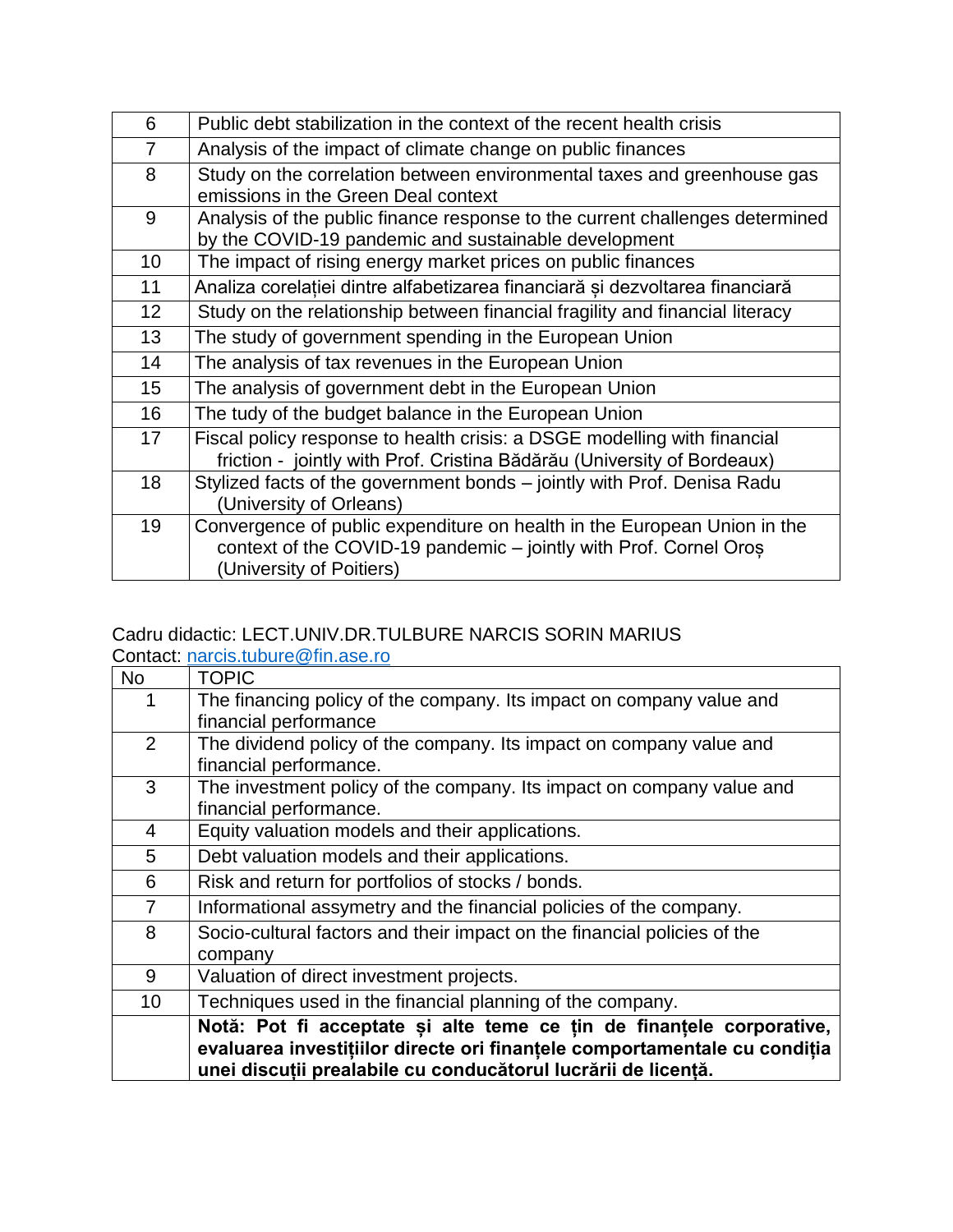| | |
|---|---|
| 6 | Public debt stabilization in the context of the recent health crisis |
| 7 | Analysis of the impact of climate change on public finances |
| 8 | Study on the correlation between environmental taxes and greenhouse gas emissions in the Green Deal context |
| 9 | Analysis of the public finance response to the current challenges determined by the COVID-19 pandemic and sustainable development |
| 10 | The impact of rising energy market prices on public finances |
| 11 | Analiza corelației dintre alfabetizarea financiară și dezvoltarea financiară |
| 12 | Study on the relationship between financial fragility and financial literacy |
| 13 | The study of government spending in the European Union |
| 14 | The analysis of tax revenues in the European Union |
| 15 | The analysis of government debt in the European Union |
| 16 | The tudy of the budget balance in the European Union |
| 17 | Fiscal policy response to health crisis: a DSGE modelling with financial friction - jointly with Prof. Cristina Bădărău (University of Bordeaux) |
| 18 | Stylized facts of the government bonds – jointly with Prof. Denisa Radu (University of Orleans) |
| 19 | Convergence of public expenditure on health in the European Union in the context of the COVID-19 pandemic – jointly with Prof. Cornel Oroș (University of Poitiers) |

Cadru didactic: LECT.UNIV.DR.TULBURE NARCIS SORIN MARIUS
Contact: narcis.tubure@fin.ase.ro

| No | TOPIC |
|---|---|
| 1 | The financing policy of the company. Its impact on company value and financial performance |
| 2 | The dividend policy of the company. Its impact on company value and financial performance. |
| 3 | The investment policy of the company. Its impact on company value and financial performance. |
| 4 | Equity valuation models and their applications. |
| 5 | Debt valuation models and their applications. |
| 6 | Risk and return for portfolios of stocks / bonds. |
| 7 | Informational assymetry and the financial policies of the company. |
| 8 | Socio-cultural factors and their impact on the financial policies of the company |
| 9 | Valuation of direct investment projects. |
| 10 | Techniques used in the financial planning of the company. |
| | **Notă: Pot fi acceptate și alte teme ce țin de finanțele corporative, evaluarea investițiilor directe ori finanțele comportamentale cu condiția unei discuții prealabile cu conducătorul lucrării de licență.** |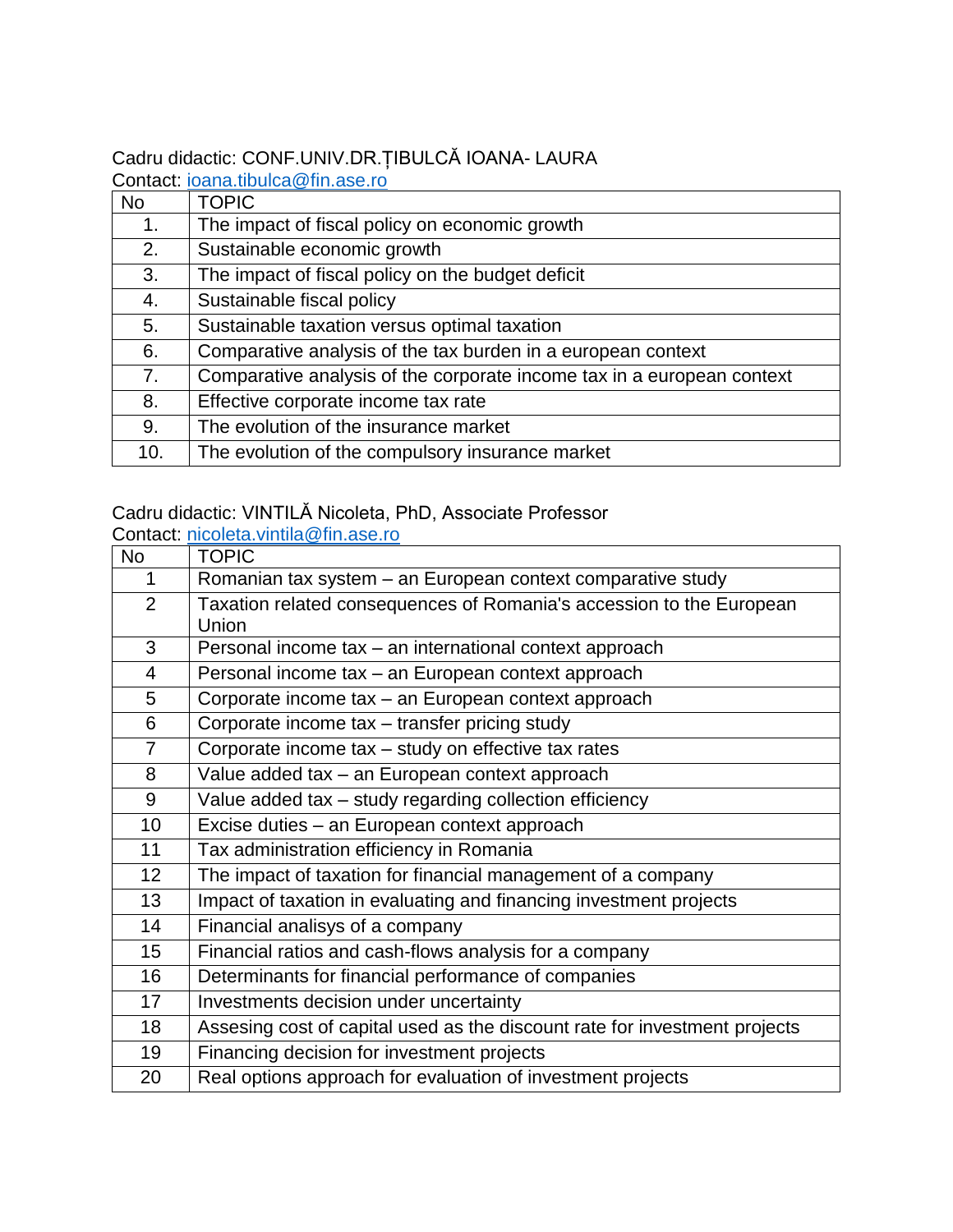Cadru didactic: CONF.UNIV.DR.ȚIBULCĂ IOANA- LAURA
Contact: ioana.tibulca@fin.ase.ro

| No | TOPIC |
|---|---|
| 1. | The impact of fiscal policy on economic growth |
| 2. | Sustainable economic growth |
| 3. | The impact of fiscal policy on the budget deficit |
| 4. | Sustainable fiscal policy |
| 5. | Sustainable taxation versus optimal taxation |
| 6. | Comparative analysis of the tax burden in a european context |
| 7. | Comparative analysis of the corporate income tax in a european context |
| 8. | Effective corporate income tax rate |
| 9. | The evolution of the insurance market |
| 10. | The evolution of the compulsory insurance market |

Cadru didactic: VINTILĂ Nicoleta, PhD, Associate Professor
Contact: nicoleta.vintila@fin.ase.ro

| No | TOPIC |
|---|---|
| 1 | Romanian tax system – an European context comparative study |
| 2 | Taxation related consequences of Romania's accession to the European Union |
| 3 | Personal income tax – an international context approach |
| 4 | Personal income tax – an European context approach |
| 5 | Corporate income tax – an European context approach |
| 6 | Corporate income tax – transfer pricing study |
| 7 | Corporate income tax – study on effective tax rates |
| 8 | Value added tax – an European context approach |
| 9 | Value added tax – study regarding collection efficiency |
| 10 | Excise duties – an European context approach |
| 11 | Tax administration efficiency in Romania |
| 12 | The impact of taxation for financial management of a company |
| 13 | Impact of taxation in evaluating and financing investment projects |
| 14 | Financial analisys of a company |
| 15 | Financial ratios and cash-flows analysis for a company |
| 16 | Determinants for financial performance of companies |
| 17 | Investments decision under uncertainty |
| 18 | Assesing cost of capital used as the discount rate for investment projects |
| 19 | Financing decision for investment projects |
| 20 | Real options approach for evaluation of investment projects |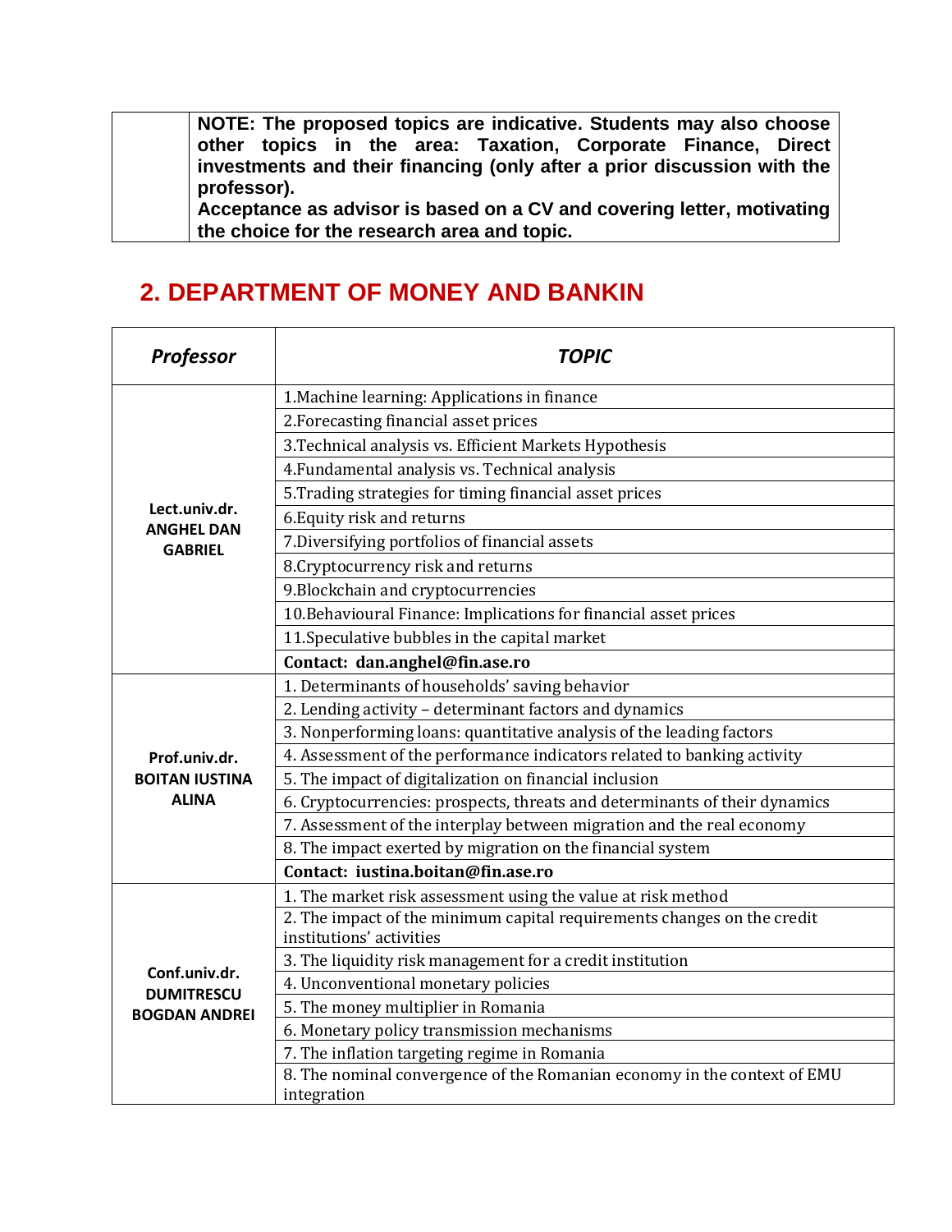| | NOTE: The proposed topics are indicative. Students may also choose other topics in the area: Taxation, Corporate Finance, Direct investments and their financing (only after a prior discussion with the professor).<br>Acceptance as advisor is based on a CV and covering letter, motivating the choice for the research area and topic. |
|---|---|

## 2. DEPARTMENT OF MONEY AND BANKIN

| *Professor* | *TOPIC* |
|---|---|
| **Lect.univ.dr. ANGHEL DAN GABRIEL** | 1.Machine learning: Applications in finance |
| | 2.Forecasting financial asset prices |
| | 3.Technical analysis vs. Efficient Markets Hypothesis |
| | 4.Fundamental analysis vs. Technical analysis |
| | 5.Trading strategies for timing financial asset prices |
| | 6.Equity risk and returns |
| | 7.Diversifying portfolios of financial assets |
| | 8.Cryptocurrency risk and returns |
| | 9.Blockchain and cryptocurrencies |
| | 10.Behavioural Finance: Implications for financial asset prices |
| | 11.Speculative bubbles in the capital market |
| | **Contact: dan.anghel@fin.ase.ro** |
| **Prof.univ.dr. BOITAN IUSTINA ALINA** | 1. Determinants of households' saving behavior |
| | 2. Lending activity – determinant factors and dynamics |
| | 3. Nonperforming loans: quantitative analysis of the leading factors |
| | 4. Assessment of the performance indicators related to banking activity |
| | 5. The impact of digitalization on financial inclusion |
| | 6. Cryptocurrencies: prospects, threats and determinants of their dynamics |
| | 7. Assessment of the interplay between migration and the real economy |
| | 8. The impact exerted by migration on the financial system |
| | **Contact: iustina.boitan@fin.ase.ro** |
| **Conf.univ.dr. DUMITRESCU BOGDAN ANDREI** | 1. The market risk assessment using the value at risk method |
| | 2. The impact of the minimum capital requirements changes on the credit institutions' activities |
| | 3. The liquidity risk management for a credit institution |
| | 4. Unconventional monetary policies |
| | 5. The money multiplier in Romania |
| | 6. Monetary policy transmission mechanisms |
| | 7. The inflation targeting regime in Romania |
| | 8. The nominal convergence of the Romanian economy in the context of EMU integration |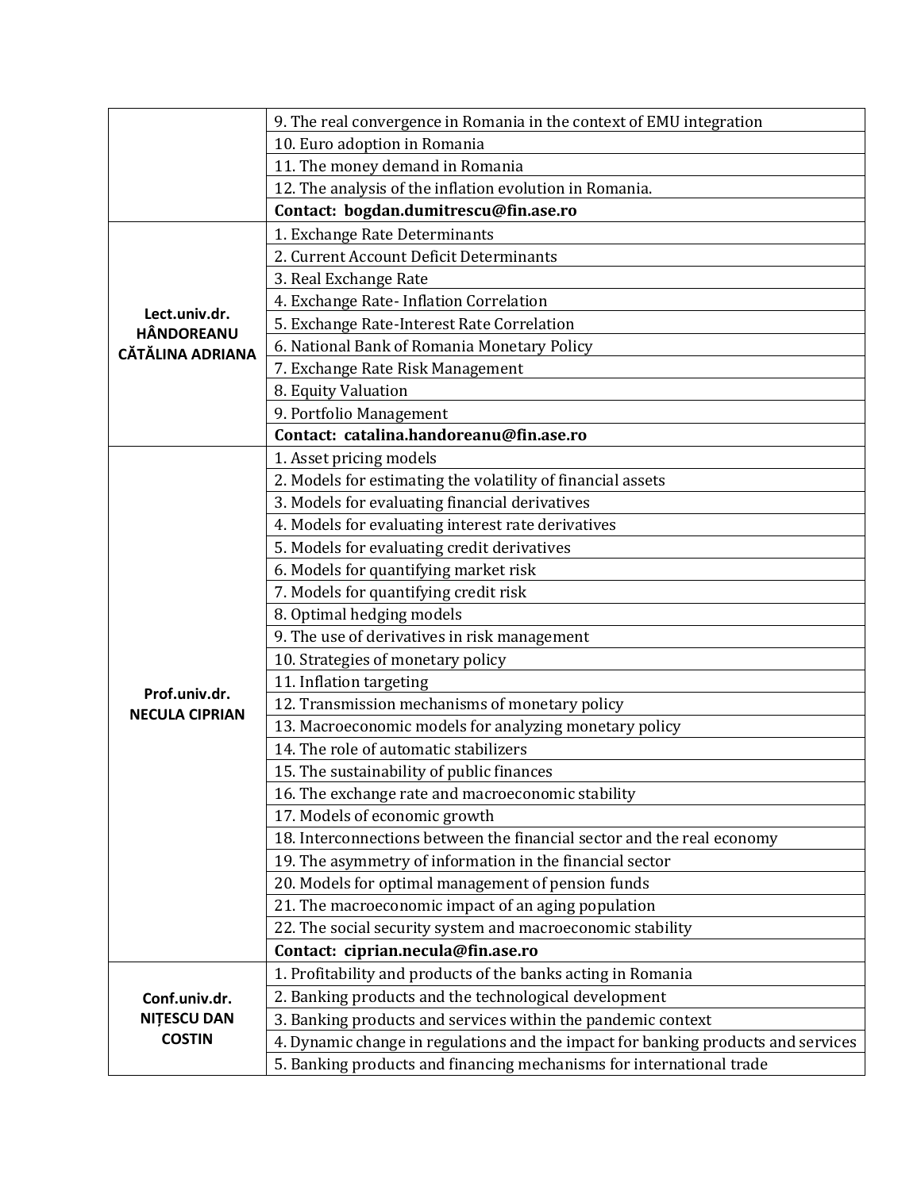| | |
|---|---|
| | 9. The real convergence in Romania in the context of EMU integration |
| | 10. Euro adoption in Romania |
| | 11. The money demand in Romania |
| | 12. The analysis of the inflation evolution in Romania. |
| | **Contact: bogdan.dumitrescu@fin.ase.ro** |
| **Lect.univ.dr. HÂNDOREANU CĂTĂLINA ADRIANA** | 1. Exchange Rate Determinants |
| | 2. Current Account Deficit Determinants |
| | 3. Real Exchange Rate |
| | 4. Exchange Rate- Inflation Correlation |
| | 5. Exchange Rate-Interest Rate Correlation |
| | 6. National Bank of Romania Monetary Policy |
| | 7. Exchange Rate Risk Management |
| | 8. Equity Valuation |
| | 9. Portfolio Management |
| | **Contact: catalina.handoreanu@fin.ase.ro** |
| **Prof.univ.dr. NECULA CIPRIAN** | 1. Asset pricing models |
| | 2. Models for estimating the volatility of financial assets |
| | 3. Models for evaluating financial derivatives |
| | 4. Models for evaluating interest rate derivatives |
| | 5. Models for evaluating credit derivatives |
| | 6. Models for quantifying market risk |
| | 7. Models for quantifying credit risk |
| | 8. Optimal hedging models |
| | 9. The use of derivatives in risk management |
| | 10. Strategies of monetary policy |
| | 11. Inflation targeting |
| | 12. Transmission mechanisms of monetary policy |
| | 13. Macroeconomic models for analyzing monetary policy |
| | 14. The role of automatic stabilizers |
| | 15. The sustainability of public finances |
| | 16. The exchange rate and macroeconomic stability |
| | 17. Models of economic growth |
| | 18. Interconnections between the financial sector and the real economy |
| | 19. The asymmetry of information in the financial sector |
| | 20. Models for optimal management of pension funds |
| | 21. The macroeconomic impact of an aging population |
| | 22. The social security system and macroeconomic stability |
| | **Contact: ciprian.necula@fin.ase.ro** |
| **Conf.univ.dr. NIȚESCU DAN COSTIN** | 1. Profitability and products of the banks acting in Romania |
| | 2. Banking products and the technological development |
| | 3. Banking products and services within the pandemic context |
| | 4. Dynamic change in regulations and the impact for banking products and services |
| | 5. Banking products and financing mechanisms for international trade |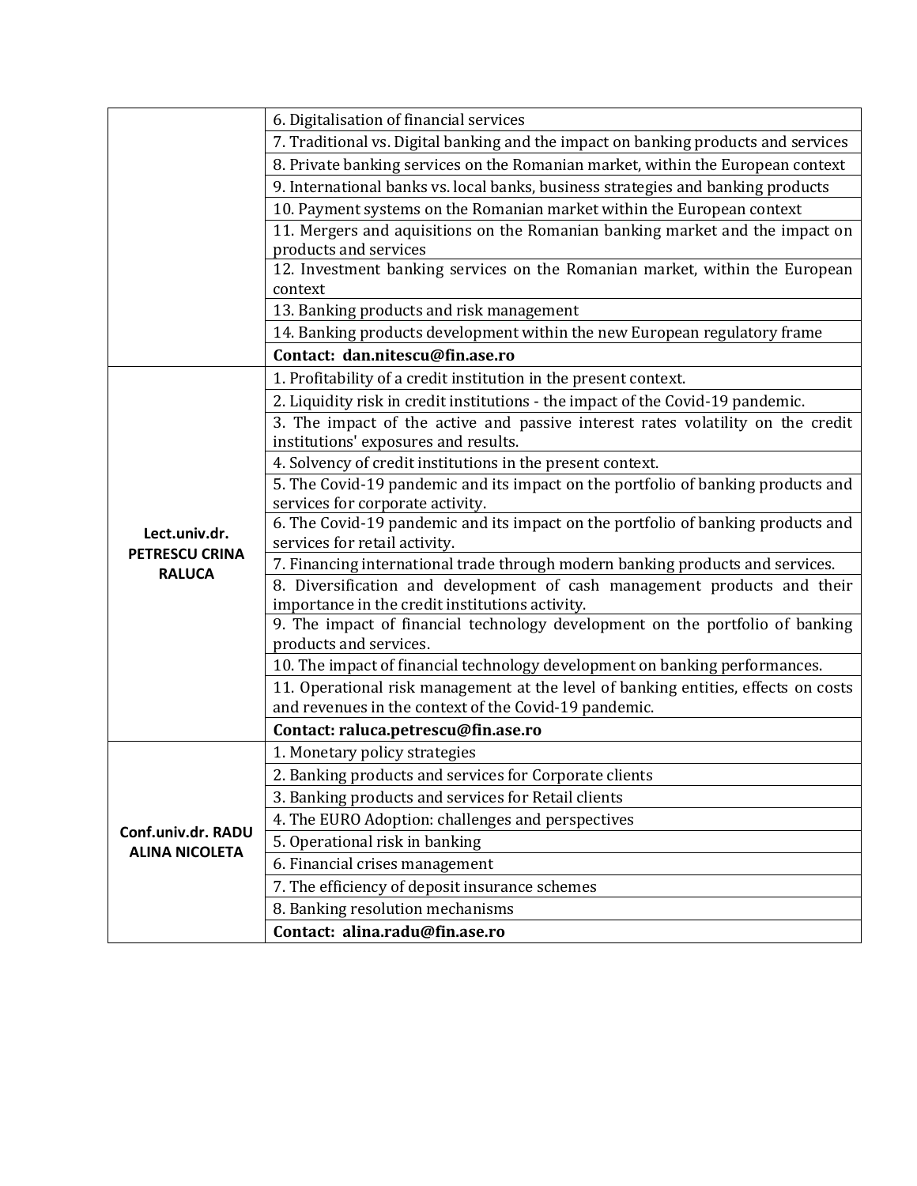| | |
|---|---|
| | 6. Digitalisation of financial services |
| | 7. Traditional vs. Digital banking and the impact on banking products and services |
| | 8. Private banking services on the Romanian market, within the European context |
| | 9. International banks vs. local banks, business strategies and banking products |
| | 10. Payment systems on the Romanian market within the European context |
| | 11. Mergers and aquisitions on the Romanian banking market and the impact on products and services |
| | 12. Investment banking services on the Romanian market, within the European context |
| | 13. Banking products and risk management |
| | 14. Banking products development within the new European regulatory frame |
| | **Contact: dan.nitescu@fin.ase.ro** |
| **Lect.univ.dr. PETRESCU CRINA RALUCA** | 1. Profitability of a credit institution in the present context. |
| | 2. Liquidity risk in credit institutions - the impact of the Covid-19 pandemic. |
| | 3. The impact of the active and passive interest rates volatility on the credit institutions' exposures and results. |
| | 4. Solvency of credit institutions in the present context. |
| | 5. The Covid-19 pandemic and its impact on the portfolio of banking products and services for corporate activity. |
| | 6. The Covid-19 pandemic and its impact on the portfolio of banking products and services for retail activity. |
| | 7. Financing international trade through modern banking products and services. |
| | 8. Diversification and development of cash management products and their importance in the credit institutions activity. |
| | 9. The impact of financial technology development on the portfolio of banking products and services. |
| | 10. The impact of financial technology development on banking performances. |
| | 11. Operational risk management at the level of banking entities, effects on costs and revenues in the context of the Covid-19 pandemic. |
| | **Contact: raluca.petrescu@fin.ase.ro** |
| **Conf.univ.dr. RADU ALINA NICOLETA** | 1. Monetary policy strategies |
| | 2. Banking products and services for Corporate clients |
| | 3. Banking products and services for Retail clients |
| | 4. The EURO Adoption: challenges and perspectives |
| | 5. Operational risk in banking |
| | 6. Financial crises management |
| | 7. The efficiency of deposit insurance schemes |
| | 8. Banking resolution mechanisms |
| | **Contact: alina.radu@fin.ase.ro** |